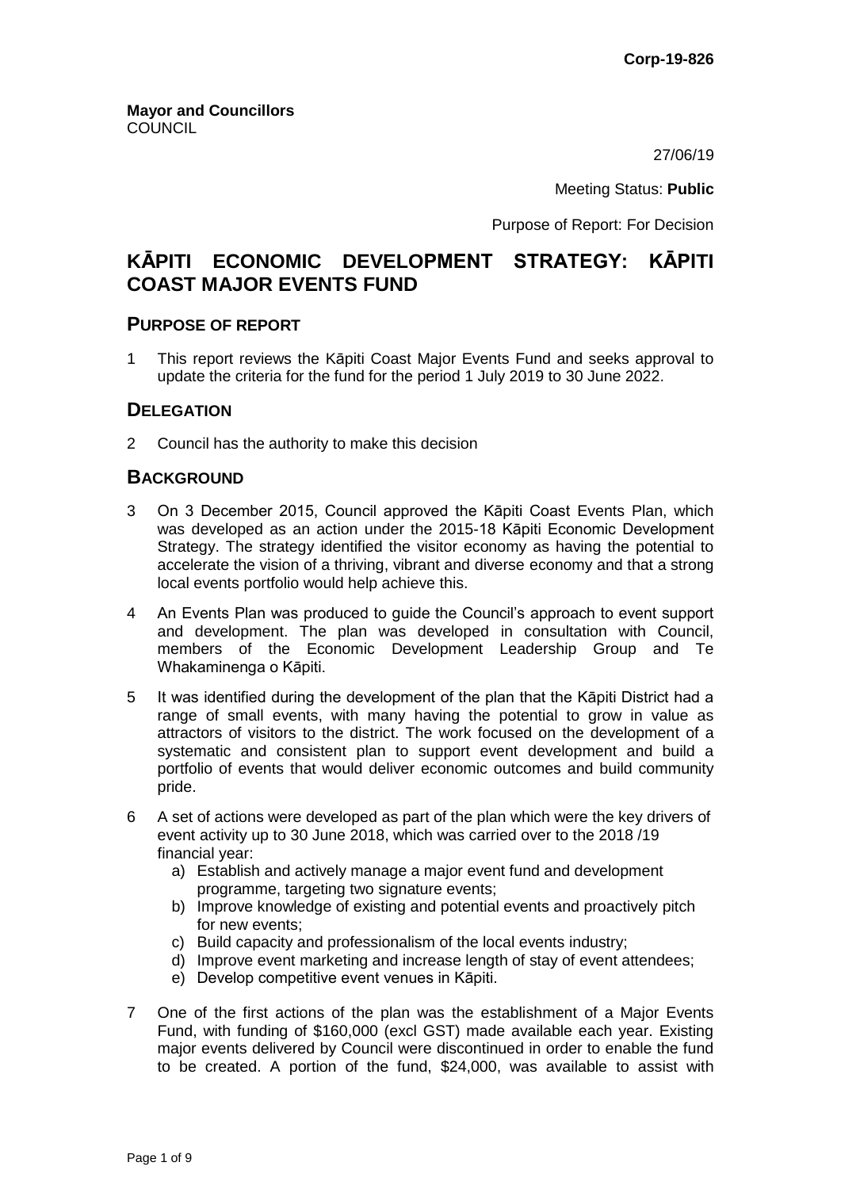**Corp-19-826**

**Mayor and Councillors**
COUNCIL

27/06/19

Meeting Status: **Public**

Purpose of Report: For Decision

# KĀPITI ECONOMIC DEVELOPMENT STRATEGY: KĀPITI COAST MAJOR EVENTS FUND

## PURPOSE OF REPORT

1 This report reviews the Kāpiti Coast Major Events Fund and seeks approval to update the criteria for the fund for the period 1 July 2019 to 30 June 2022.

## DELEGATION

2 Council has the authority to make this decision

## BACKGROUND

3 On 3 December 2015, Council approved the Kāpiti Coast Events Plan, which was developed as an action under the 2015-18 Kāpiti Economic Development Strategy. The strategy identified the visitor economy as having the potential to accelerate the vision of a thriving, vibrant and diverse economy and that a strong local events portfolio would help achieve this.

4 An Events Plan was produced to guide the Council's approach to event support and development. The plan was developed in consultation with Council, members of the Economic Development Leadership Group and Te Whakaminenga o Kāpiti.

5 It was identified during the development of the plan that the Kāpiti District had a range of small events, with many having the potential to grow in value as attractors of visitors to the district. The work focused on the development of a systematic and consistent plan to support event development and build a portfolio of events that would deliver economic outcomes and build community pride.

6 A set of actions were developed as part of the plan which were the key drivers of event activity up to 30 June 2018, which was carried over to the 2018 /19 financial year:

   a) Establish and actively manage a major event fund and development programme, targeting two signature events;
   b) Improve knowledge of existing and potential events and proactively pitch for new events;
   c) Build capacity and professionalism of the local events industry;
   d) Improve event marketing and increase length of stay of event attendees;
   e) Develop competitive event venues in Kāpiti.

7 One of the first actions of the plan was the establishment of a Major Events Fund, with funding of $160,000 (excl GST) made available each year. Existing major events delivered by Council were discontinued in order to enable the fund to be created. A portion of the fund, $24,000, was available to assist with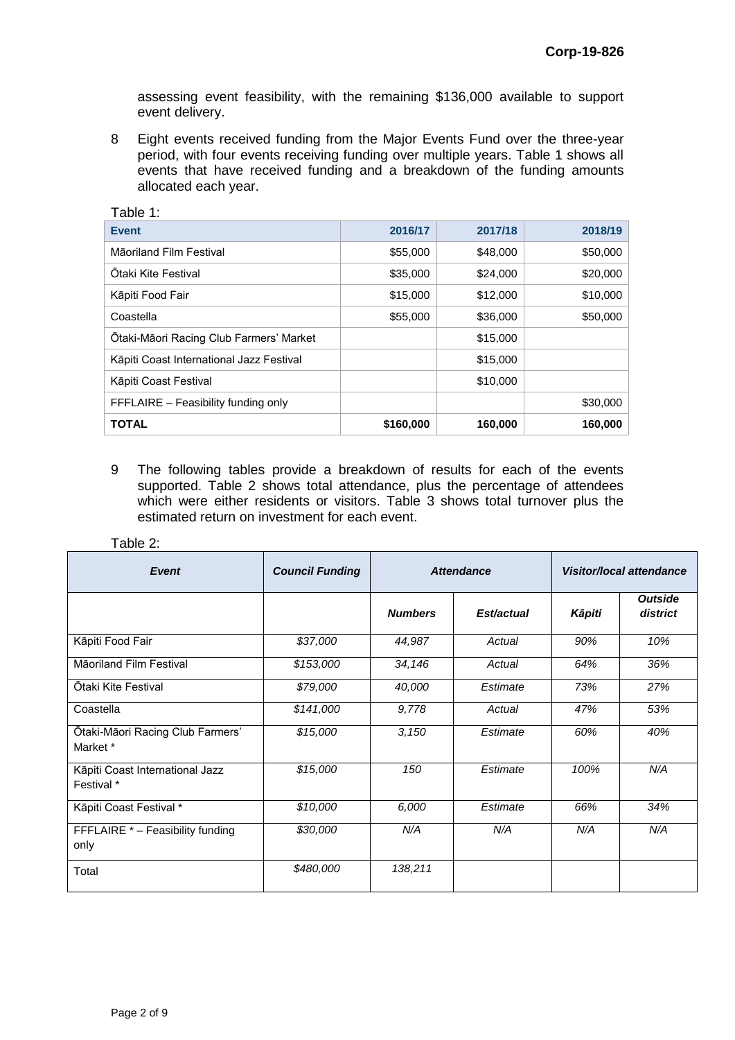assessing event feasibility, with the remaining $136,000 available to support event delivery.

8 Eight events received funding from the Major Events Fund over the three-year period, with four events receiving funding over multiple years. Table 1 shows all events that have received funding and a breakdown of the funding amounts allocated each year.

Table 1:

| Event | 2016/17 | 2017/18 | 2018/19 |
|---|---|---|---|
| Māoriland Film Festival | $55,000 | $48,000 | $50,000 |
| Ōtaki Kite Festival | $35,000 | $24,000 | $20,000 |
| Kāpiti Food Fair | $15,000 | $12,000 | $10,000 |
| Coastella | $55,000 | $36,000 | $50,000 |
| Ōtaki-Māori Racing Club Farmers' Market | | $15,000 | |
| Kāpiti Coast International Jazz Festival | | $15,000 | |
| Kāpiti Coast Festival | | $10,000 | |
| FFFLAIRE – Feasibility funding only | | | $30,000 |
| **TOTAL** | **$160,000** | **160,000** | **160,000** |

9 The following tables provide a breakdown of results for each of the events supported. Table 2 shows total attendance, plus the percentage of attendees which were either residents or visitors. Table 3 shows total turnover plus the estimated return on investment for each event.

Table 2:

| *Event* | *Council Funding* | *Attendance* | | *Visitor/local attendance* | |
|---|---|---|---|---|---|
| | | *Numbers* | *Est/actual* | *Kāpiti* | *Outside district* |
| Kāpiti Food Fair | *$37,000* | *44,987* | *Actual* | *90%* | *10%* |
| Māoriland Film Festival | *$153,000* | *34,146* | *Actual* | *64%* | *36%* |
| Ōtaki Kite Festival | *$79,000* | *40,000* | *Estimate* | *73%* | *27%* |
| Coastella | *$141,000* | *9,778* | *Actual* | *47%* | *53%* |
| Ōtaki-Māori Racing Club Farmers' Market * | *$15,000* | *3,150* | *Estimate* | *60%* | *40%* |
| Kāpiti Coast International Jazz Festival * | *$15,000* | *150* | *Estimate* | *100%* | *N/A* |
| Kāpiti Coast Festival * | *$10,000* | *6,000* | *Estimate* | *66%* | *34%* |
| FFFLAIRE * – Feasibility funding only | *$30,000* | *N/A* | *N/A* | *N/A* | *N/A* |
| Total | *$480,000* | *138,211* | | | |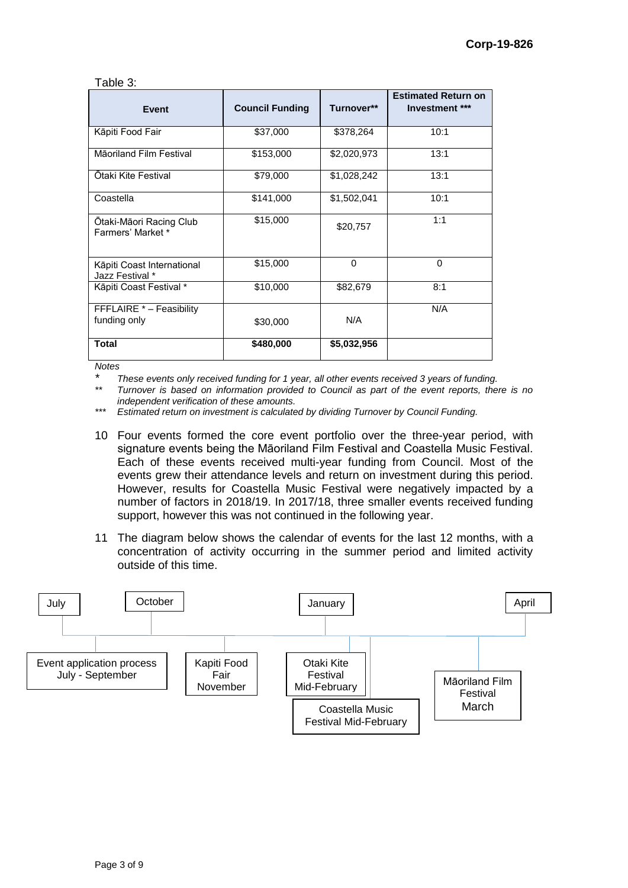Table 3:

| Event | Council Funding | Turnover** | Estimated Return on Investment *** |
|---|---|---|---|
| Kāpiti Food Fair | $37,000 | $378,264 | 10:1 |
| Māoriland Film Festival | $153,000 | $2,020,973 | 13:1 |
| Ōtaki Kite Festival | $79,000 | $1,028,242 | 13:1 |
| Coastella | $141,000 | $1,502,041 | 10:1 |
| Ōtaki-Māori Racing Club Farmers' Market * | $15,000 | $20,757 | 1:1 |
| Kāpiti Coast International Jazz Festival * | $15,000 | 0 | 0 |
| Kāpiti Coast Festival * | $10,000 | $82,679 | 8:1 |
| FFFLAIRE * – Feasibility funding only | $30,000 | N/A | N/A |
| **Total** | **$480,000** | **$5,032,956** | |

*Notes*

\* *These events only received funding for 1 year, all other events received 3 years of funding.*

\*\* *Turnover is based on information provided to Council as part of the event reports, there is no independent verification of these amounts.*

\*\*\* *Estimated return on investment is calculated by dividing Turnover by Council Funding.*

10 Four events formed the core event portfolio over the three-year period, with signature events being the Māoriland Film Festival and Coastella Music Festival. Each of these events received multi-year funding from Council. Most of the events grew their attendance levels and return on investment during this period. However, results for Coastella Music Festival were negatively impacted by a number of factors in 2018/19. In 2017/18, three smaller events received funding support, however this was not continued in the following year.

11 The diagram below shows the calendar of events for the last 12 months, with a concentration of activity occurring in the summer period and limited activity outside of this time.

July | October | January | April

- Event application process July - September
- Kapiti Food Fair November
- Otaki Kite Festival Mid-February
- Coastella Music Festival Mid-February
- Māoriland Film Festival March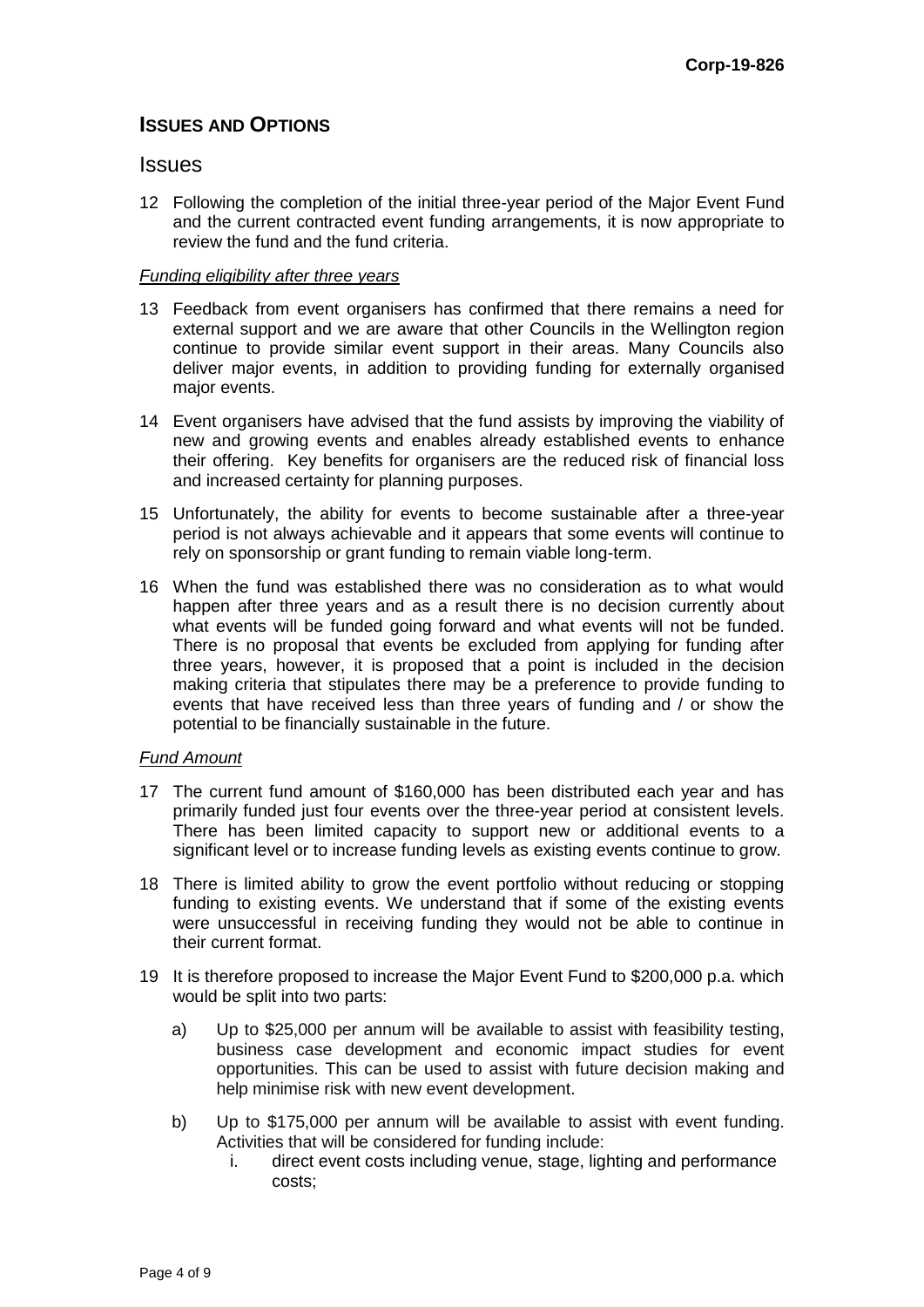## ISSUES AND OPTIONS

### Issues

12 Following the completion of the initial three-year period of the Major Event Fund and the current contracted event funding arrangements, it is now appropriate to review the fund and the fund criteria.

*Funding eligibility after three years*

13 Feedback from event organisers has confirmed that there remains a need for external support and we are aware that other Councils in the Wellington region continue to provide similar event support in their areas. Many Councils also deliver major events, in addition to providing funding for externally organised major events.

14 Event organisers have advised that the fund assists by improving the viability of new and growing events and enables already established events to enhance their offering. Key benefits for organisers are the reduced risk of financial loss and increased certainty for planning purposes.

15 Unfortunately, the ability for events to become sustainable after a three-year period is not always achievable and it appears that some events will continue to rely on sponsorship or grant funding to remain viable long-term.

16 When the fund was established there was no consideration as to what would happen after three years and as a result there is no decision currently about what events will be funded going forward and what events will not be funded. There is no proposal that events be excluded from applying for funding after three years, however, it is proposed that a point is included in the decision making criteria that stipulates there may be a preference to provide funding to events that have received less than three years of funding and / or show the potential to be financially sustainable in the future.

*Fund Amount*

17 The current fund amount of $160,000 has been distributed each year and has primarily funded just four events over the three-year period at consistent levels. There has been limited capacity to support new or additional events to a significant level or to increase funding levels as existing events continue to grow.

18 There is limited ability to grow the event portfolio without reducing or stopping funding to existing events. We understand that if some of the existing events were unsuccessful in receiving funding they would not be able to continue in their current format.

19 It is therefore proposed to increase the Major Event Fund to $200,000 p.a. which would be split into two parts:

   a) Up to $25,000 per annum will be available to assist with feasibility testing, business case development and economic impact studies for event opportunities. This can be used to assist with future decision making and help minimise risk with new event development.

   b) Up to $175,000 per annum will be available to assist with event funding. Activities that will be considered for funding include:

      i. direct event costs including venue, stage, lighting and performance costs;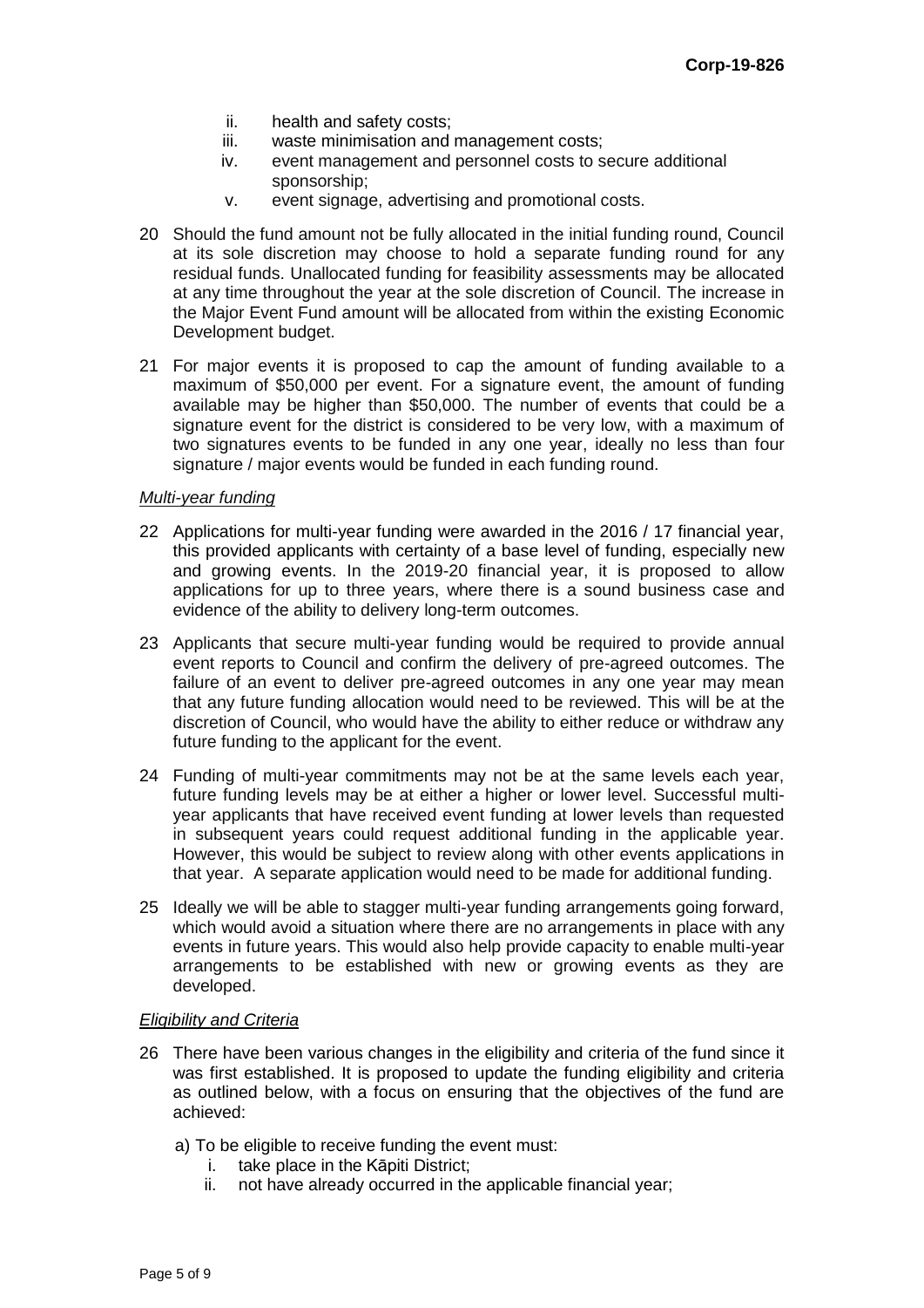ii. health and safety costs;
iii. waste minimisation and management costs;
iv. event management and personnel costs to secure additional sponsorship;
v. event signage, advertising and promotional costs.

20 Should the fund amount not be fully allocated in the initial funding round, Council at its sole discretion may choose to hold a separate funding round for any residual funds. Unallocated funding for feasibility assessments may be allocated at any time throughout the year at the sole discretion of Council. The increase in the Major Event Fund amount will be allocated from within the existing Economic Development budget.

21 For major events it is proposed to cap the amount of funding available to a maximum of $50,000 per event. For a signature event, the amount of funding available may be higher than $50,000. The number of events that could be a signature event for the district is considered to be very low, with a maximum of two signatures events to be funded in any one year, ideally no less than four signature / major events would be funded in each funding round.

*Multi-year funding*

22 Applications for multi-year funding were awarded in the 2016 / 17 financial year, this provided applicants with certainty of a base level of funding, especially new and growing events. In the 2019-20 financial year, it is proposed to allow applications for up to three years, where there is a sound business case and evidence of the ability to delivery long-term outcomes.

23 Applicants that secure multi-year funding would be required to provide annual event reports to Council and confirm the delivery of pre-agreed outcomes. The failure of an event to deliver pre-agreed outcomes in any one year may mean that any future funding allocation would need to be reviewed. This will be at the discretion of Council, who would have the ability to either reduce or withdraw any future funding to the applicant for the event.

24 Funding of multi-year commitments may not be at the same levels each year, future funding levels may be at either a higher or lower level. Successful multi-year applicants that have received event funding at lower levels than requested in subsequent years could request additional funding in the applicable year. However, this would be subject to review along with other events applications in that year. A separate application would need to be made for additional funding.

25 Ideally we will be able to stagger multi-year funding arrangements going forward, which would avoid a situation where there are no arrangements in place with any events in future years. This would also help provide capacity to enable multi-year arrangements to be established with new or growing events as they are developed.

*Eligibility and Criteria*

26 There have been various changes in the eligibility and criteria of the fund since it was first established. It is proposed to update the funding eligibility and criteria as outlined below, with a focus on ensuring that the objectives of the fund are achieved:

a) To be eligible to receive funding the event must:

i. take place in the Kāpiti District;
ii. not have already occurred in the applicable financial year;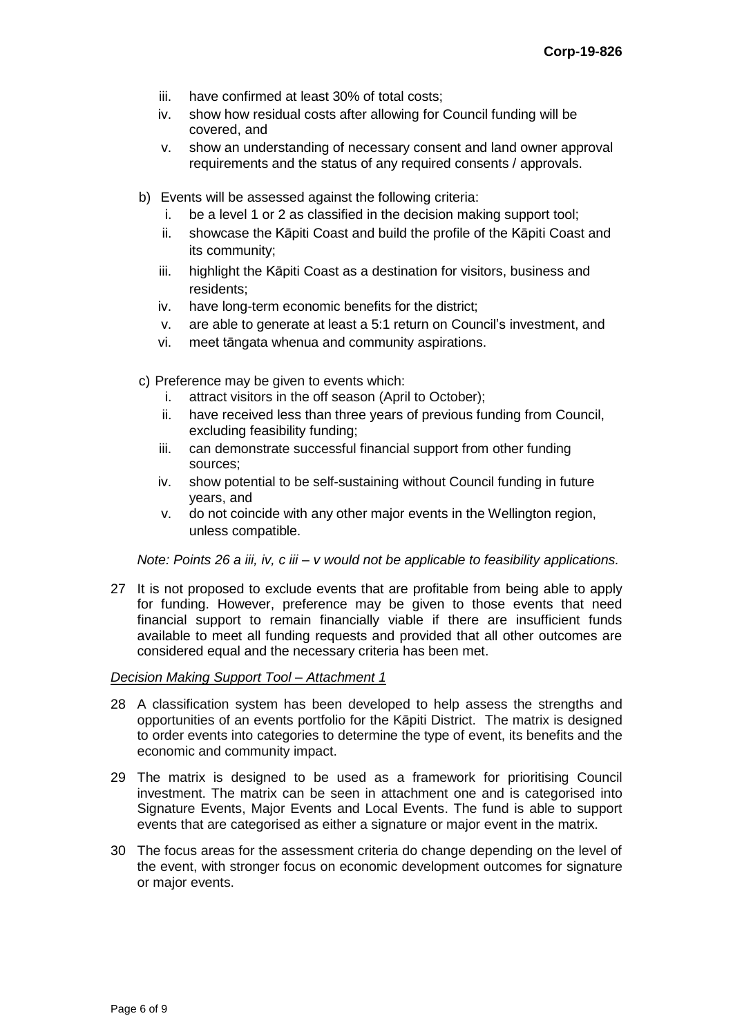iii. have confirmed at least 30% of total costs;
   iv. show how residual costs after allowing for Council funding will be covered, and
   v. show an understanding of necessary consent and land owner approval requirements and the status of any required consents / approvals.

b) Events will be assessed against the following criteria:
   i. be a level 1 or 2 as classified in the decision making support tool;
   ii. showcase the Kāpiti Coast and build the profile of the Kāpiti Coast and its community;
   iii. highlight the Kāpiti Coast as a destination for visitors, business and residents;
   iv. have long-term economic benefits for the district;
   v. are able to generate at least a 5:1 return on Council's investment, and
   vi. meet tāngata whenua and community aspirations.

c) Preference may be given to events which:
   i. attract visitors in the off season (April to October);
   ii. have received less than three years of previous funding from Council, excluding feasibility funding;
   iii. can demonstrate successful financial support from other funding sources;
   iv. show potential to be self-sustaining without Council funding in future years, and
   v. do not coincide with any other major events in the Wellington region, unless compatible.

*Note: Points 26 a iii, iv, c iii – v would not be applicable to feasibility applications.*

27 It is not proposed to exclude events that are profitable from being able to apply for funding. However, preference may be given to those events that need financial support to remain financially viable if there are insufficient funds available to meet all funding requests and provided that all other outcomes are considered equal and the necessary criteria has been met.

*Decision Making Support Tool – Attachment 1*

28 A classification system has been developed to help assess the strengths and opportunities of an events portfolio for the Kāpiti District. The matrix is designed to order events into categories to determine the type of event, its benefits and the economic and community impact.

29 The matrix is designed to be used as a framework for prioritising Council investment. The matrix can be seen in attachment one and is categorised into Signature Events, Major Events and Local Events. The fund is able to support events that are categorised as either a signature or major event in the matrix.

30 The focus areas for the assessment criteria do change depending on the level of the event, with stronger focus on economic development outcomes for signature or major events.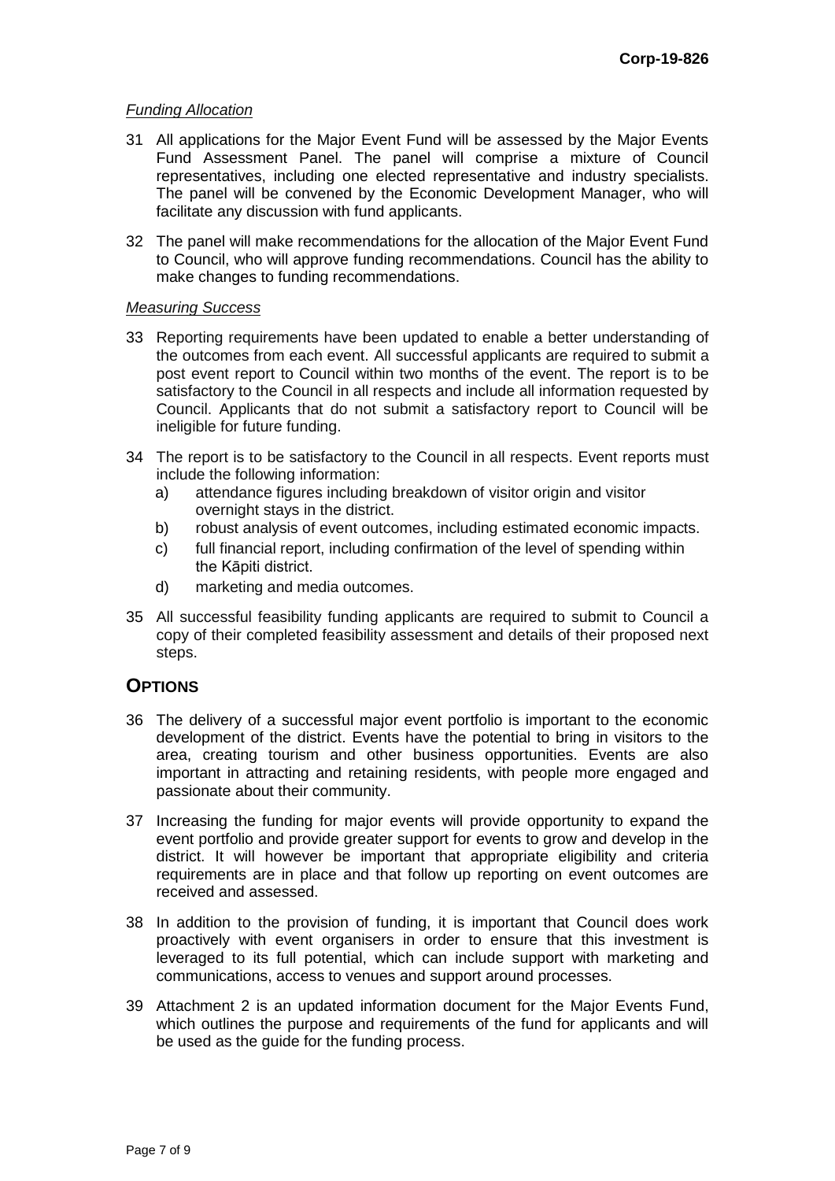*Funding Allocation*

31 All applications for the Major Event Fund will be assessed by the Major Events Fund Assessment Panel. The panel will comprise a mixture of Council representatives, including one elected representative and industry specialists. The panel will be convened by the Economic Development Manager, who will facilitate any discussion with fund applicants.

32 The panel will make recommendations for the allocation of the Major Event Fund to Council, who will approve funding recommendations. Council has the ability to make changes to funding recommendations.

*Measuring Success*

33 Reporting requirements have been updated to enable a better understanding of the outcomes from each event. All successful applicants are required to submit a post event report to Council within two months of the event. The report is to be satisfactory to the Council in all respects and include all information requested by Council. Applicants that do not submit a satisfactory report to Council will be ineligible for future funding.

34 The report is to be satisfactory to the Council in all respects. Event reports must include the following information:

   a) attendance figures including breakdown of visitor origin and visitor overnight stays in the district.
   b) robust analysis of event outcomes, including estimated economic impacts.
   c) full financial report, including confirmation of the level of spending within the Kāpiti district.
   d) marketing and media outcomes.

35 All successful feasibility funding applicants are required to submit to Council a copy of their completed feasibility assessment and details of their proposed next steps.

## OPTIONS

36 The delivery of a successful major event portfolio is important to the economic development of the district. Events have the potential to bring in visitors to the area, creating tourism and other business opportunities. Events are also important in attracting and retaining residents, with people more engaged and passionate about their community.

37 Increasing the funding for major events will provide opportunity to expand the event portfolio and provide greater support for events to grow and develop in the district. It will however be important that appropriate eligibility and criteria requirements are in place and that follow up reporting on event outcomes are received and assessed.

38 In addition to the provision of funding, it is important that Council does work proactively with event organisers in order to ensure that this investment is leveraged to its full potential, which can include support with marketing and communications, access to venues and support around processes.

39 Attachment 2 is an updated information document for the Major Events Fund, which outlines the purpose and requirements of the fund for applicants and will be used as the guide for the funding process.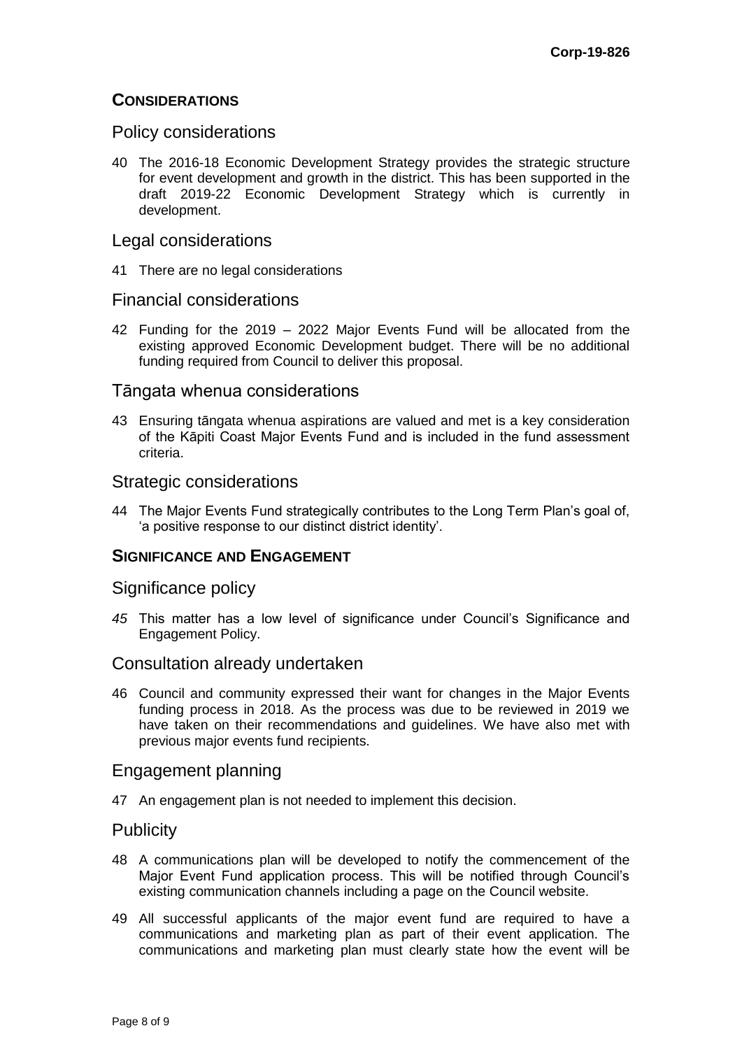## CONSIDERATIONS

### Policy considerations

40 The 2016-18 Economic Development Strategy provides the strategic structure for event development and growth in the district. This has been supported in the draft 2019-22 Economic Development Strategy which is currently in development.

### Legal considerations

41 There are no legal considerations

### Financial considerations

42 Funding for the 2019 – 2022 Major Events Fund will be allocated from the existing approved Economic Development budget. There will be no additional funding required from Council to deliver this proposal.

### Tāngata whenua considerations

43 Ensuring tāngata whenua aspirations are valued and met is a key consideration of the Kāpiti Coast Major Events Fund and is included in the fund assessment criteria.

### Strategic considerations

44 The Major Events Fund strategically contributes to the Long Term Plan's goal of, 'a positive response to our distinct district identity'.

## SIGNIFICANCE AND ENGAGEMENT

### Significance policy

*45* This matter has a low level of significance under Council's Significance and Engagement Policy.

### Consultation already undertaken

46 Council and community expressed their want for changes in the Major Events funding process in 2018. As the process was due to be reviewed in 2019 we have taken on their recommendations and guidelines. We have also met with previous major events fund recipients.

### Engagement planning

47 An engagement plan is not needed to implement this decision.

### Publicity

48 A communications plan will be developed to notify the commencement of the Major Event Fund application process. This will be notified through Council's existing communication channels including a page on the Council website.

49 All successful applicants of the major event fund are required to have a communications and marketing plan as part of their event application. The communications and marketing plan must clearly state how the event will be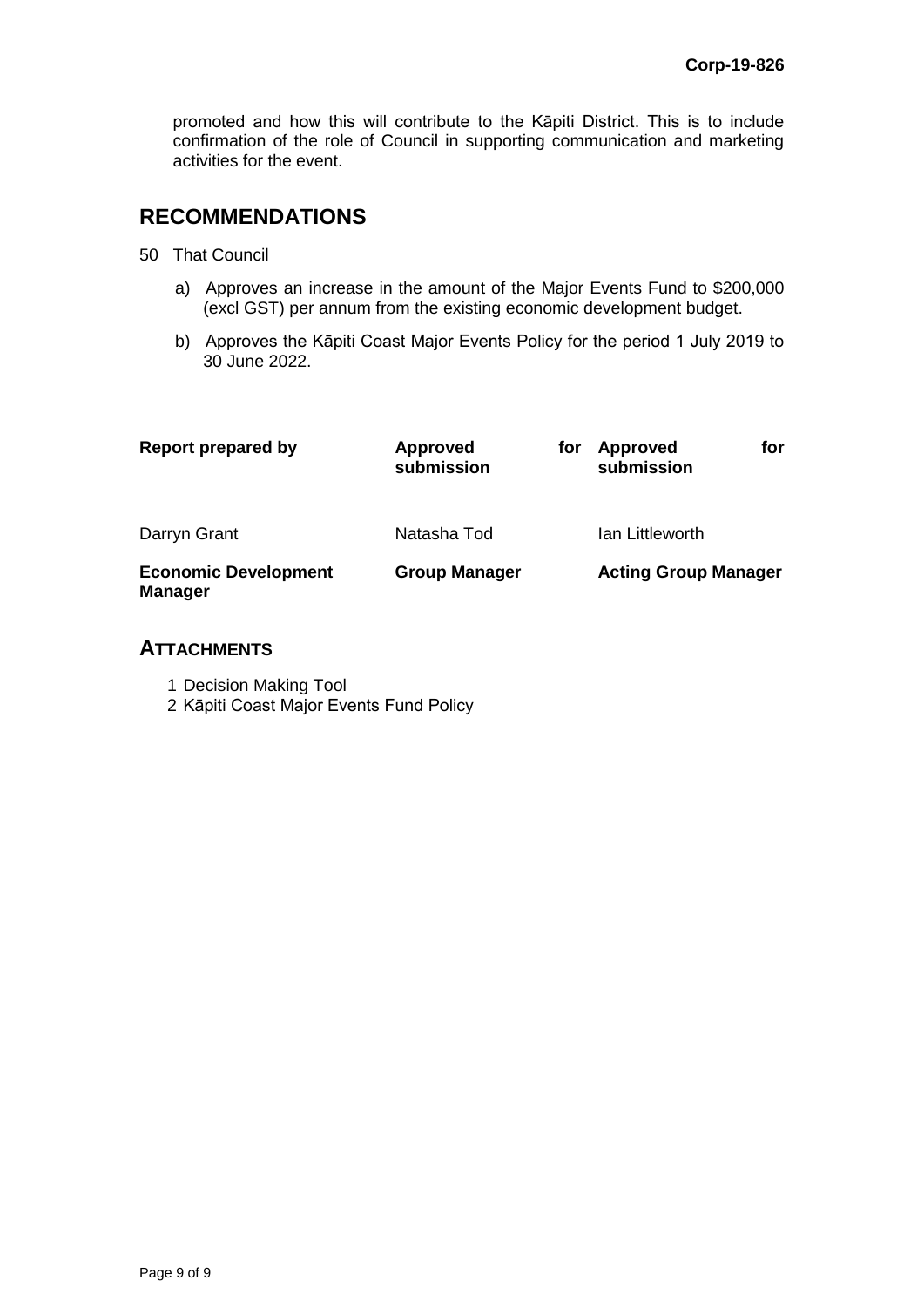promoted and how this will contribute to the Kāpiti District. This is to include confirmation of the role of Council in supporting communication and marketing activities for the event.

## RECOMMENDATIONS

50 That Council

a) Approves an increase in the amount of the Major Events Fund to $200,000 (excl GST) per annum from the existing economic development budget.

b) Approves the Kāpiti Coast Major Events Policy for the period 1 July 2019 to 30 June 2022.

| Report prepared by | Approved for submission | Approved for submission |
|---|---|---|
| Darryn Grant | Natasha Tod | Ian Littleworth |
| **Economic Development Manager** | **Group Manager** | **Acting Group Manager** |

## ATTACHMENTS

1 Decision Making Tool
2 Kāpiti Coast Major Events Fund Policy